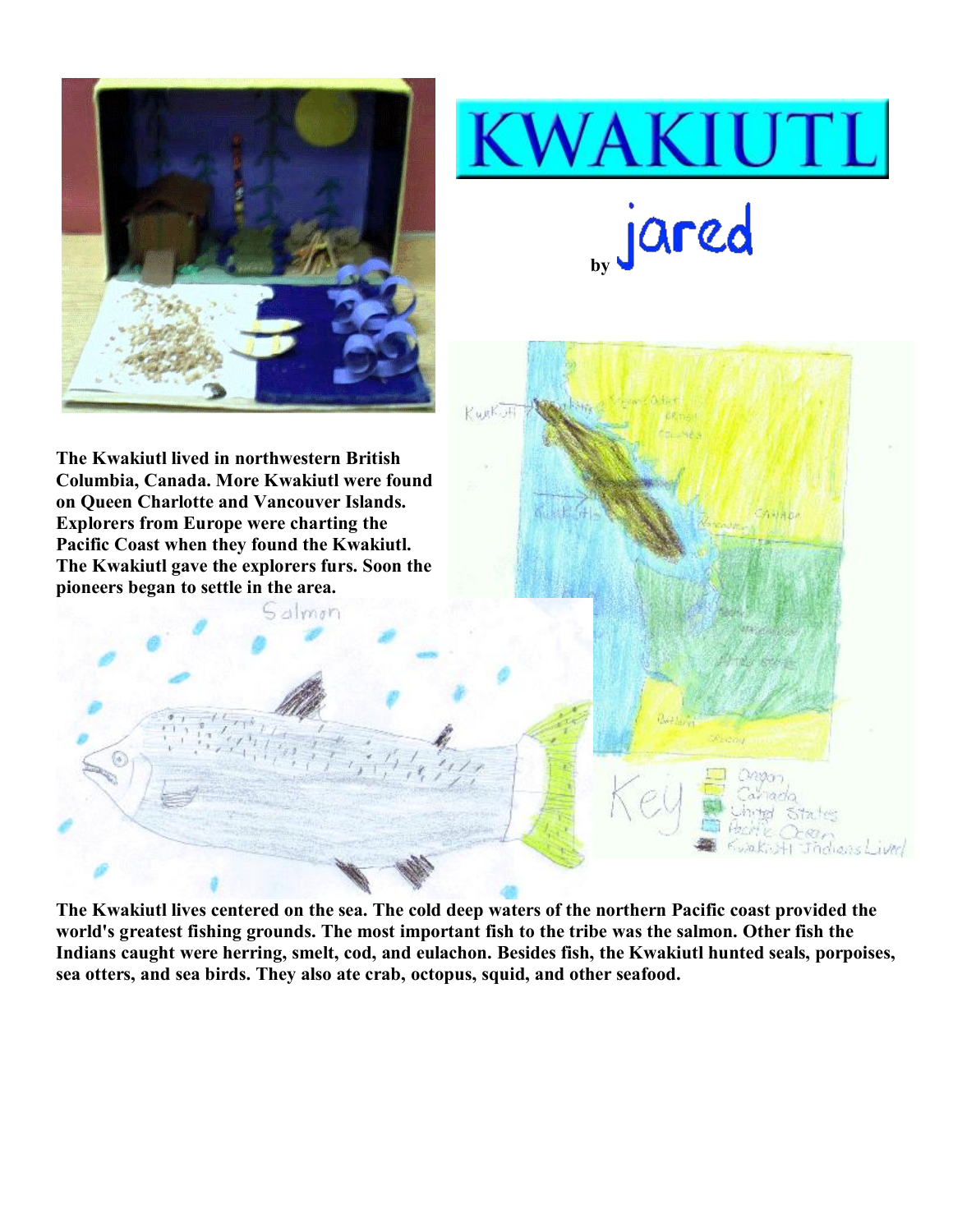# KWAKIUTL

by jared

The Kwakiutl lived in northwestern British Columbia, Canada. More Kwakiutl were found on Queen Charlotte and Vancouver Islands. Explorers from Europe were charting the Pacific Coast when they found the Kwakiutl. The Kwakiutl gave the explorers furs. Soon the pioneers began to settle in the area.

The Kwakiutl lives centered on the sea. The cold deep waters of the northern Pacific coast provided the world's greatest fishing grounds. The most important fish to the tribe was the salmon. Other fish the Indians caught were herring, smelt, cod, and eulachon. Besides fish, the Kwakiutl hunted seals, porpoises, sea otters, and sea birds. They also ate crab, octopus, squid, and other seafood.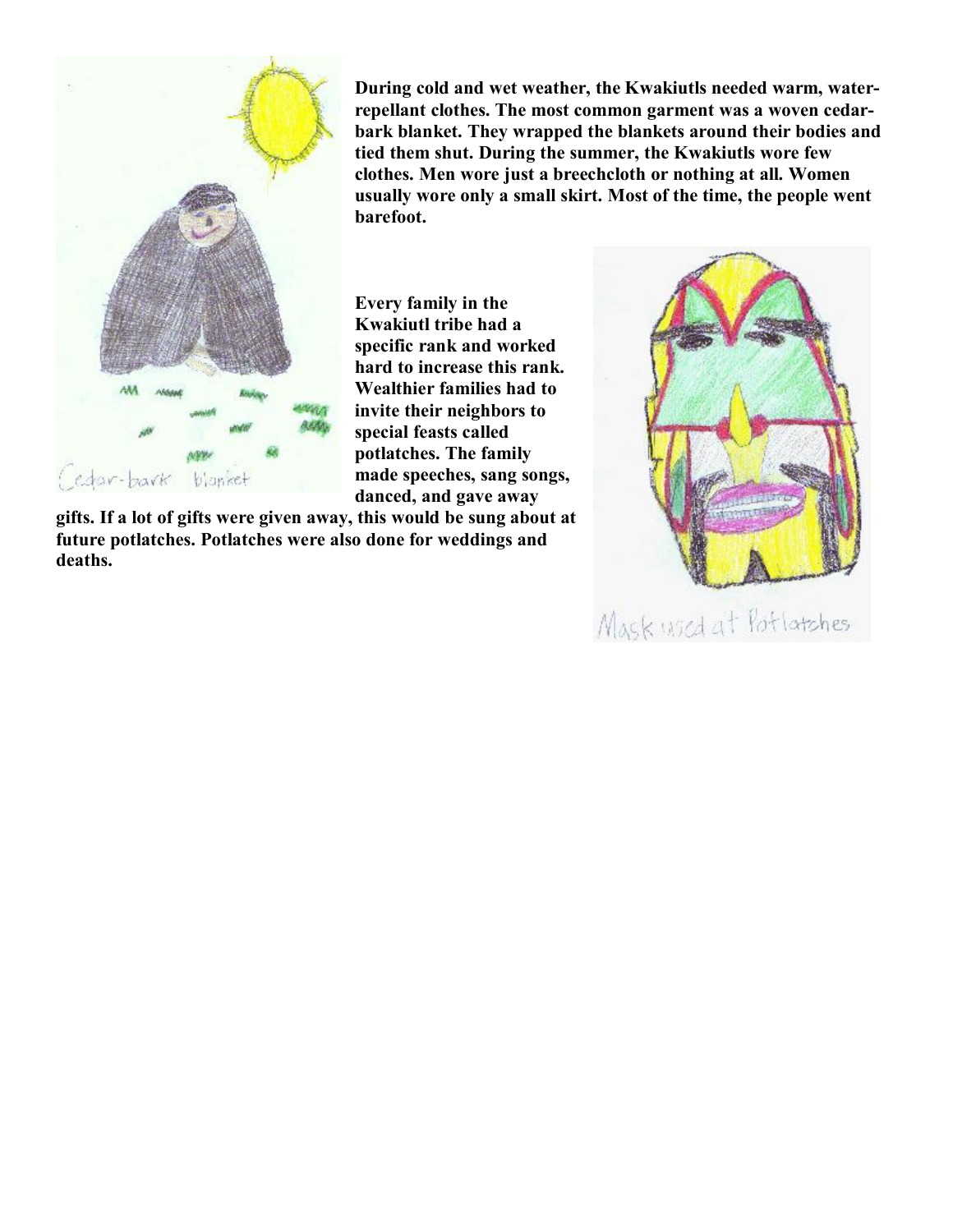**During cold and wet weather, the Kwakiutls needed warm, water-repellant clothes. The most common garment was a woven cedar-bark blanket. They wrapped the blankets around their bodies and tied them shut. During the summer, the Kwakiutls wore few clothes. Men wore just a breechcloth or nothing at all. Women usually wore only a small skirt. Most of the time, the people went barefoot.**

Cedar-bark blanket

**Every family in the Kwakiutl tribe had a specific rank and worked hard to increase this rank. Wealthier families had to invite their neighbors to special feasts called potlatches. The family made speeches, sang songs, danced, and gave away gifts. If a lot of gifts were given away, this would be sung about at future potlatches. Potlatches were also done for weddings and deaths.**

Mask used at Potlatches